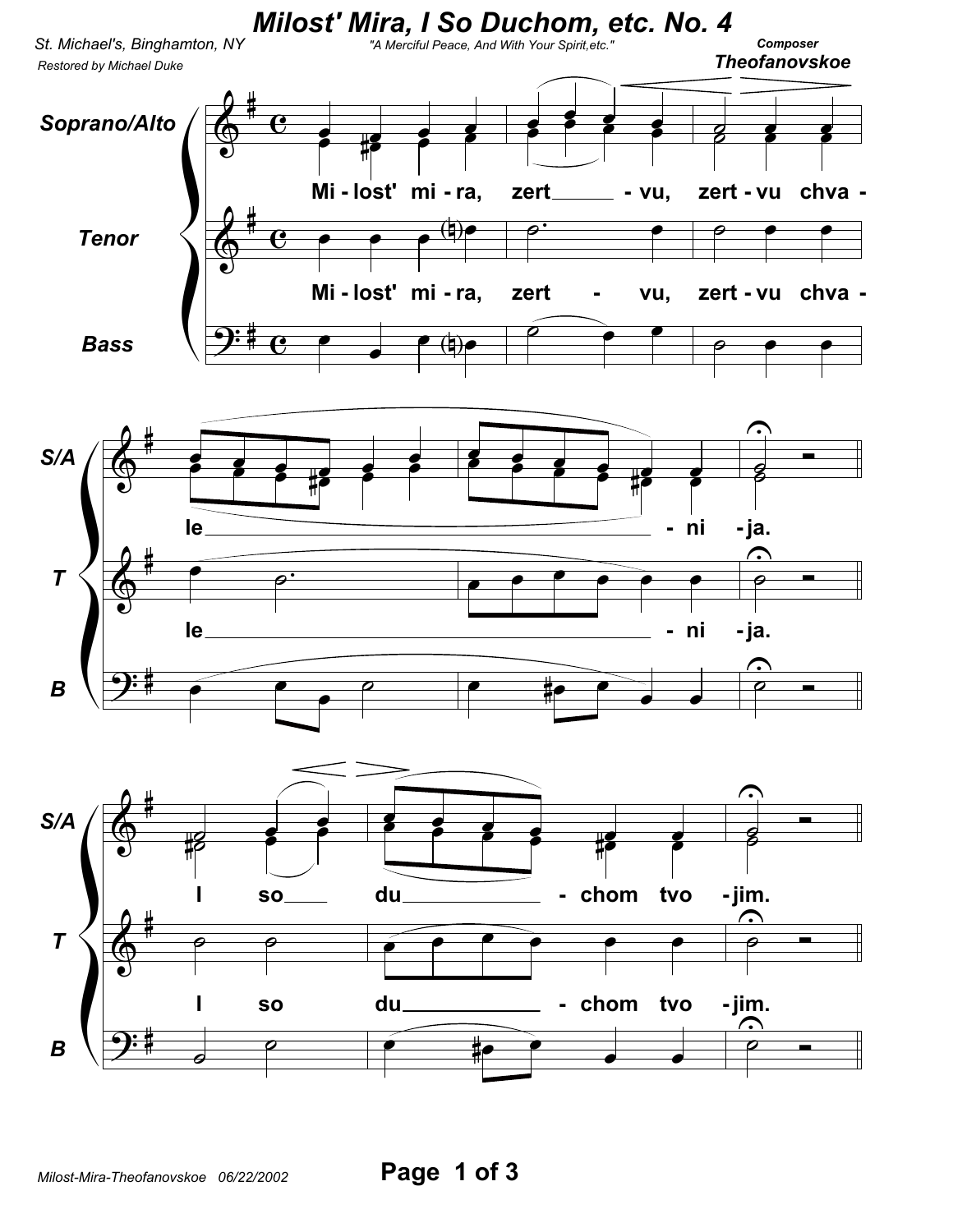# Milost' Mira, I So Duchom, etc. No. 4

St. Michael's, Binghamton, NY

"A Merciful Peace, And With Your Spirit,etc."

Composer **Theofanovskoe**

Restored by Michael Duke

**Soprano/Alto**

**Tenor**

**Bass**

Mi - lost' mi - ra, zert - vu, zert - vu chva -

le - ni - ja.

I so du - chom tvo - jim.

Milost-Mira-Theofanovskoe 06/22/2002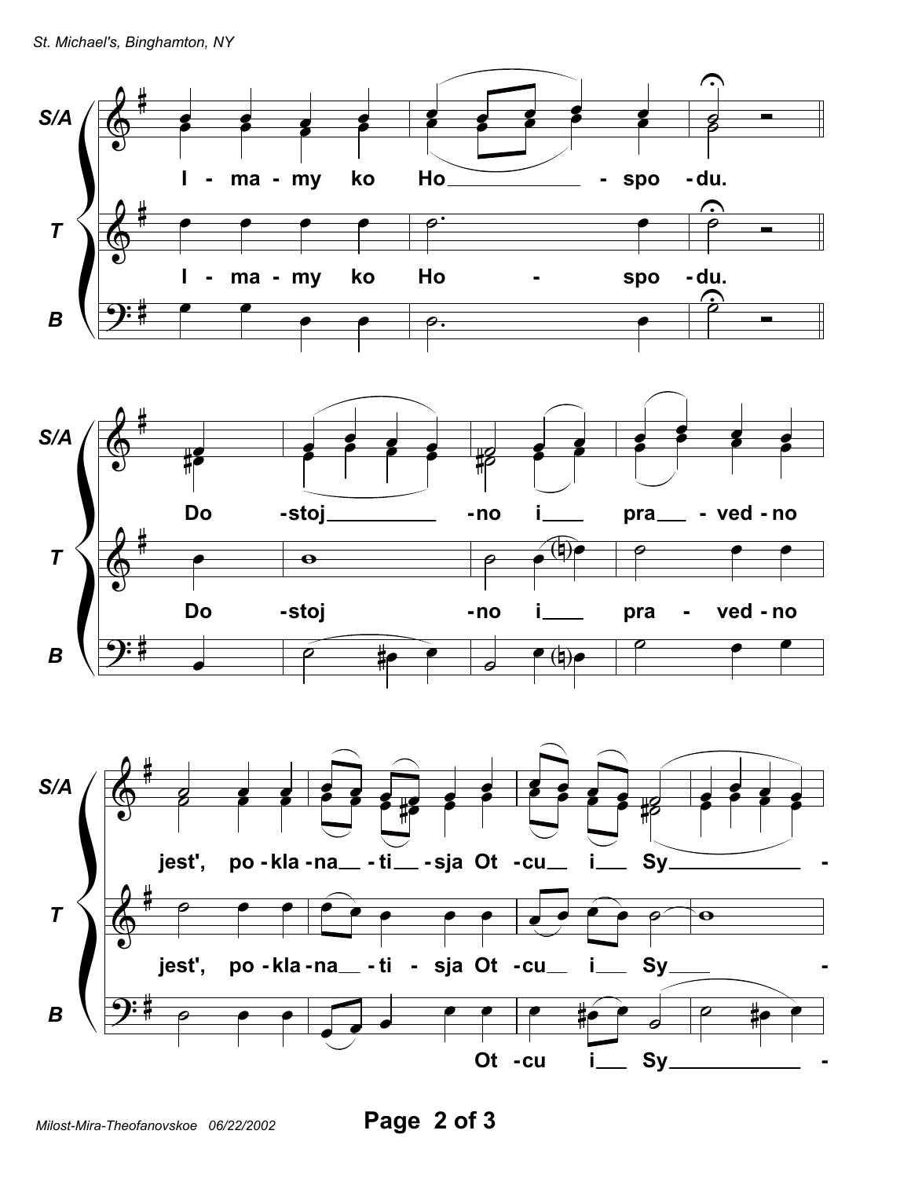S/A
I - ma - my ko Ho - spo - du.

T
I - ma - my ko Ho - spo - du.

B

S/A
Do -stoj -no i pra - ved - no

T
Do -stoj -no i pra - ved - no

B

S/A
jest', po - kla - na - ti - sja Ot - cu i Sy -

T
jest', po - kla - na - ti - sja Ot - cu i Sy -

B
Ot - cu i Sy -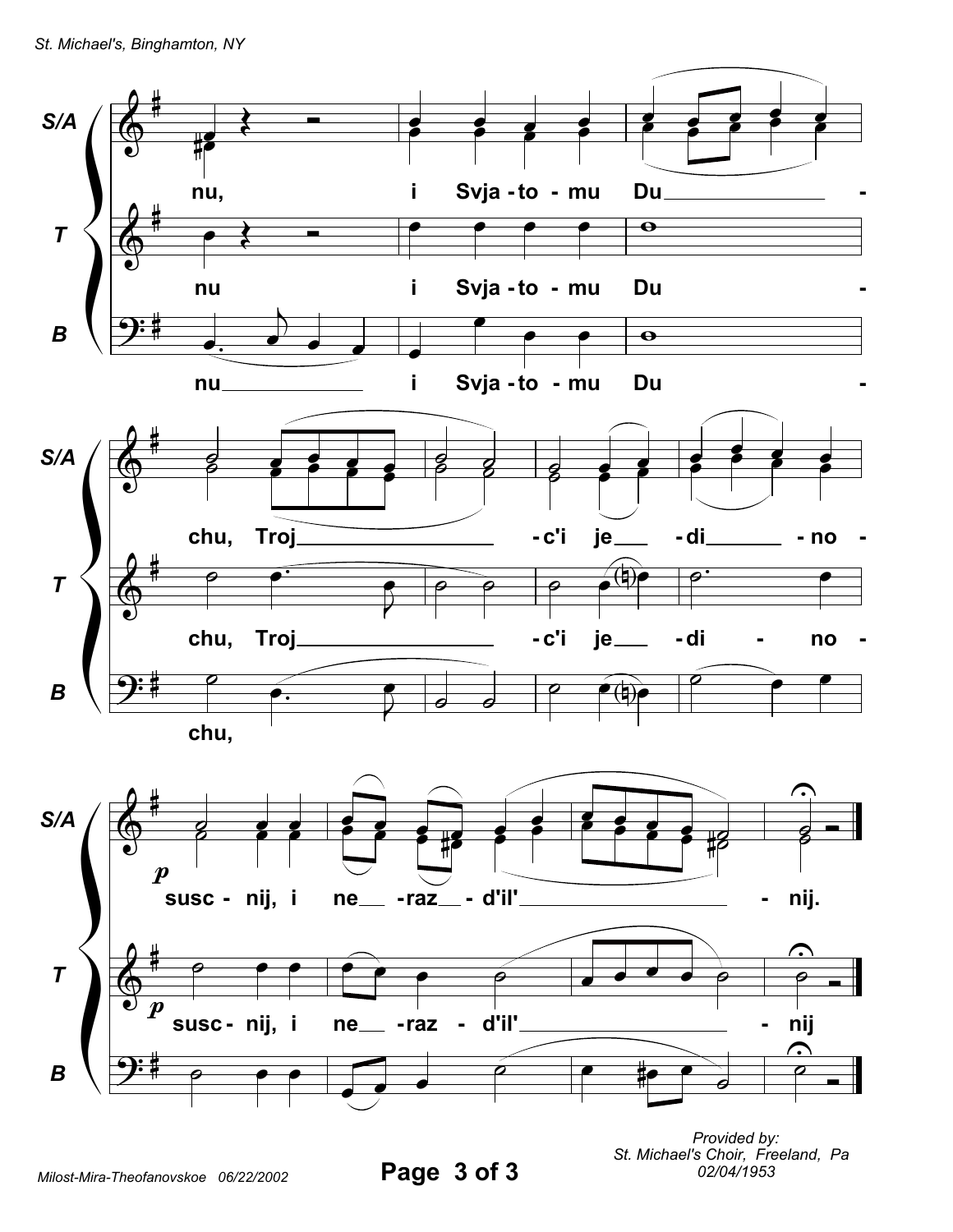**S/A**: nu, i Svja - to - mu Du -

**T**: nu i Svja - to - mu Du -

**B**: nu i Svja - to - mu Du -

**S/A**: chu, Troj - c'i je - di - no -

**T**: chu, Troj - c'i je - di - no -

**B**: chu,

**S/A**: *p* susc - nij, i ne - raz - d'il' - nij.

**T**: *p* susc - nij, i ne - raz - d'il' - nij

**B**

Provided by:
St. Michael's Choir, Freeland, Pa
02/04/1953